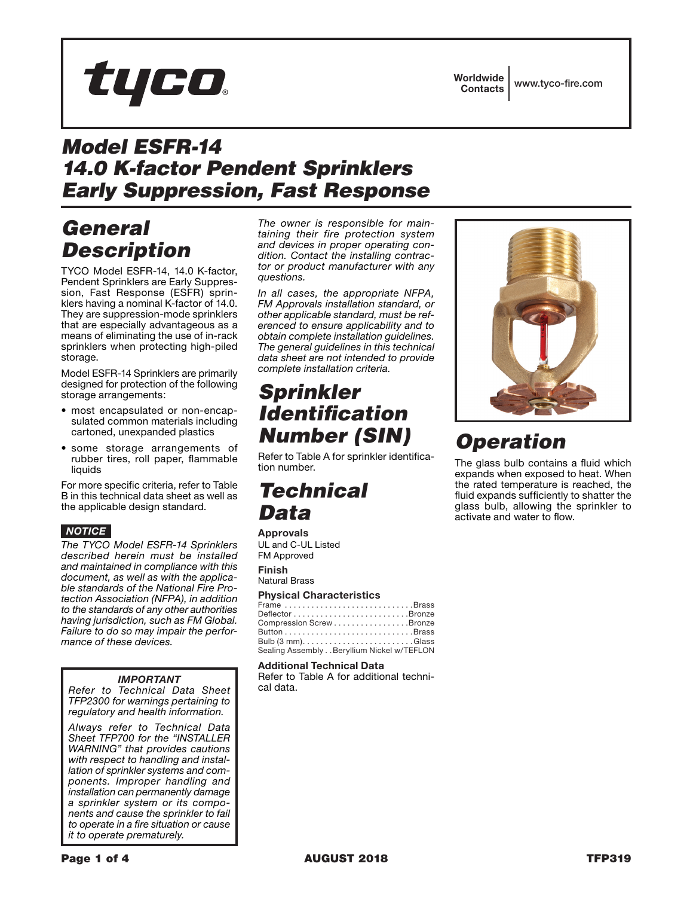tyco®

Worldwide Contacts | www.tyco-fire.com

# Model ESFR-14
# 14.0 K-factor Pendent Sprinklers
# Early Suppression, Fast Response

## General Description

TYCO Model ESFR-14, 14.0 K-factor, Pendent Sprinklers are Early Suppression, Fast Response (ESFR) sprinklers having a nominal K-factor of 14.0. They are suppression-mode sprinklers that are especially advantageous as a means of eliminating the use of in-rack sprinklers when protecting high-piled storage.

Model ESFR-14 Sprinklers are primarily designed for protection of the following storage arrangements:

- most encapsulated or non-encapsulated common materials including cartoned, unexpanded plastics
- some storage arrangements of rubber tires, roll paper, flammable liquids

For more specific criteria, refer to Table B in this technical data sheet as well as the applicable design standard.

***NOTICE***

*The TYCO Model ESFR-14 Sprinklers described herein must be installed and maintained in compliance with this document, as well as with the applicable standards of the National Fire Protection Association (NFPA), in addition to the standards of any other authorities having jurisdiction, such as FM Global. Failure to do so may impair the performance of these devices.*

*The owner is responsible for maintaining their fire protection system and devices in proper operating condition. Contact the installing contractor or product manufacturer with any questions.*

*In all cases, the appropriate NFPA, FM Approvals installation standard, or other applicable standard, must be referenced to ensure applicability and to obtain complete installation guidelines. The general guidelines in this technical data sheet are not intended to provide complete installation criteria.*

> ***IMPORTANT***
>
> *Refer to Technical Data Sheet TFP2300 for warnings pertaining to regulatory and health information.*
>
> *Always refer to Technical Data Sheet TFP700 for the "INSTALLER WARNING" that provides cautions with respect to handling and installation of sprinkler systems and components. Improper handling and installation can permanently damage a sprinkler system or its components and cause the sprinkler to fail to operate in a fire situation or cause it to operate prematurely.*

## Sprinkler Identification Number (SIN)

Refer to Table A for sprinkler identification number.

## Technical Data

**Approvals**
UL and C-UL Listed
FM Approved

**Finish**
Natural Brass

**Physical Characteristics**

| | |
|---|---|
| Frame | Brass |
| Deflector | Bronze |
| Compression Screw | Bronze |
| Button | Brass |
| Bulb (3 mm) | Glass |
| Sealing Assembly | Beryllium Nickel w/TEFLON |

**Additional Technical Data**
Refer to Table A for additional technical data.

## Operation

The glass bulb contains a fluid which expands when exposed to heat. When the rated temperature is reached, the fluid expands sufficiently to shatter the glass bulb, allowing the sprinkler to activate and water to flow.

AUGUST 2018

TFP319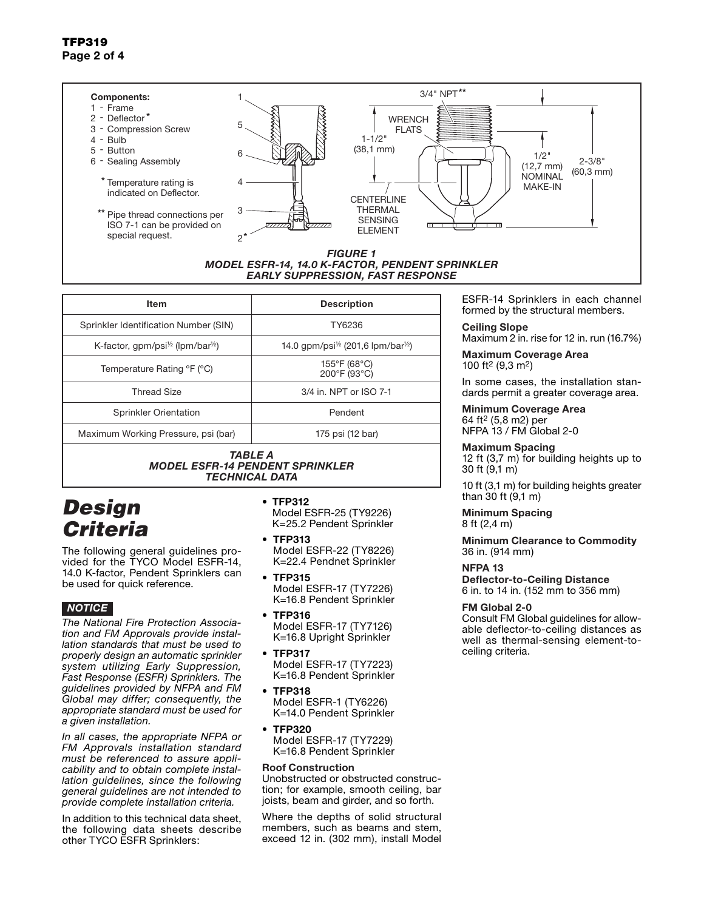**Components:**
1 - Frame
2 - Deflector*
3 - Compression Screw
4 - Bulb
5 - Button
6 - Sealing Assembly

\* Temperature rating is indicated on Deflector.

\*\* Pipe thread connections per ISO 7-1 can be provided on special request.

3/4" NPT\*\*

WRENCH FLATS

1-1/2" (38,1 mm)

1/2" (12,7 mm) NOMINAL MAKE-IN

2-3/8" (60,3 mm)

CENTERLINE THERMAL SENSING ELEMENT

*FIGURE 1*
*MODEL ESFR-14, 14.0 K-FACTOR, PENDENT SPRINKLER*
*EARLY SUPPRESSION, FAST RESPONSE*

| Item | Description |
|---|---|
| Sprinkler Identification Number (SIN) | TY6236 |
| K-factor, gpm/psi½ (lpm/bar½) | 14.0 gpm/psi½ (201,6 lpm/bar½) |
| Temperature Rating °F (°C) | 155°F (68°C)<br>200°F (93°C) |
| Thread Size | 3/4 in. NPT or ISO 7-1 |
| Sprinkler Orientation | Pendent |
| Maximum Working Pressure, psi (bar) | 175 psi (12 bar) |

*TABLE A*
*MODEL ESFR-14 PENDENT SPRINKLER*
*TECHNICAL DATA*

# Design Criteria

The following general guidelines provided for the TYCO Model ESFR-14, 14.0 K-factor, Pendent Sprinklers can be used for quick reference.

***NOTICE***

*The National Fire Protection Association and FM Approvals provide installation standards that must be used to properly design an automatic sprinkler system utilizing Early Suppression, Fast Response (ESFR) Sprinklers. The guidelines provided by NFPA and FM Global may differ; consequently, the appropriate standard must be used for a given installation.*

*In all cases, the appropriate NFPA or FM Approvals installation standard must be referenced to assure applicability and to obtain complete installation guidelines, since the following general guidelines are not intended to provide complete installation criteria.*

In addition to this technical data sheet, the following data sheets describe other TYCO ESFR Sprinklers:

- **TFP312**
  Model ESFR-25 (TY9226)
  K=25.2 Pendent Sprinkler
- **TFP313**
  Model ESFR-22 (TY8226)
  K=22.4 Pendnet Sprinkler
- **TFP315**
  Model ESFR-17 (TY7226)
  K=16.8 Pendent Sprinkler
- **TFP316**
  Model ESFR-17 (TY7126)
  K=16.8 Upright Sprinkler
- **TFP317**
  Model ESFR-17 (TY7223)
  K=16.8 Pendent Sprinkler
- **TFP318**
  Model ESFR-1 (TY6226)
  K=14.0 Pendent Sprinkler
- **TFP320**
  Model ESFR-17 (TY7229)
  K=16.8 Pendent Sprinkler

**Roof Construction**
Unobstructed or obstructed construction; for example, smooth ceiling, bar joists, beam and girder, and so forth.

Where the depths of solid structural members, such as beams and stem, exceed 12 in. (302 mm), install Model ESFR-14 Sprinklers in each channel formed by the structural members.

**Ceiling Slope**
Maximum 2 in. rise for 12 in. run (16.7%)

**Maximum Coverage Area**
100 ft$^2$ (9,3 m$^2$)

In some cases, the installation standards permit a greater coverage area.

**Minimum Coverage Area**
64 ft$^2$ (5,8 m2) per NFPA 13 / FM Global 2-0

**Maximum Spacing**
12 ft (3,7 m) for building heights up to 30 ft (9,1 m)

10 ft (3,1 m) for building heights greater than 30 ft (9,1 m)

**Minimum Spacing**
8 ft (2,4 m)

**Minimum Clearance to Commodity**
36 in. (914 mm)

**NFPA 13**
**Deflector-to-Ceiling Distance**
6 in. to 14 in. (152 mm to 356 mm)

**FM Global 2-0**
Consult FM Global guidelines for allowable deflector-to-ceiling distances as well as thermal-sensing element-to-ceiling criteria.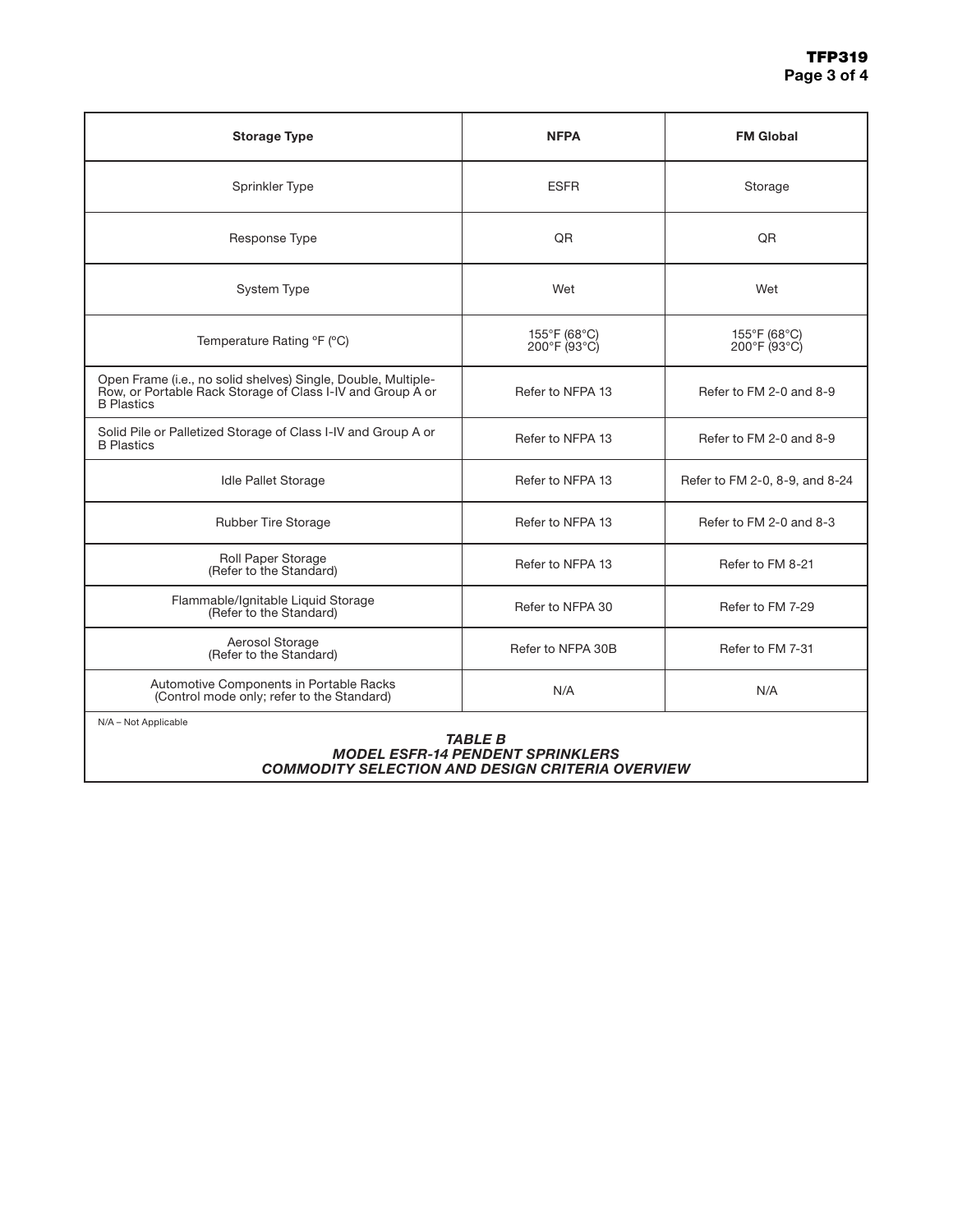| Storage Type | NFPA | FM Global |
| --- | --- | --- |
| Sprinkler Type | ESFR | Storage |
| Response Type | QR | QR |
| System Type | Wet | Wet |
| Temperature Rating °F (°C) | 155°F (68°C)<br>200°F (93°C) | 155°F (68°C)<br>200°F (93°C) |
| Open Frame (i.e., no solid shelves) Single, Double, Multiple-Row, or Portable Rack Storage of Class I-IV and Group A or B Plastics | Refer to NFPA 13 | Refer to FM 2-0 and 8-9 |
| Solid Pile or Palletized Storage of Class I-IV and Group A or B Plastics | Refer to NFPA 13 | Refer to FM 2-0 and 8-9 |
| Idle Pallet Storage | Refer to NFPA 13 | Refer to FM 2-0, 8-9, and 8-24 |
| Rubber Tire Storage | Refer to NFPA 13 | Refer to FM 2-0 and 8-3 |
| Roll Paper Storage<br>(Refer to the Standard) | Refer to NFPA 13 | Refer to FM 8-21 |
| Flammable/Ignitable Liquid Storage<br>(Refer to the Standard) | Refer to NFPA 30 | Refer to FM 7-29 |
| Aerosol Storage<br>(Refer to the Standard) | Refer to NFPA 30B | Refer to FM 7-31 |
| Automotive Components in Portable Racks<br>(Control mode only; refer to the Standard) | N/A | N/A |

N/A – Not Applicable

***TABLE B***
***MODEL ESFR-14 PENDENT SPRINKLERS***
***COMMODITY SELECTION AND DESIGN CRITERIA OVERVIEW***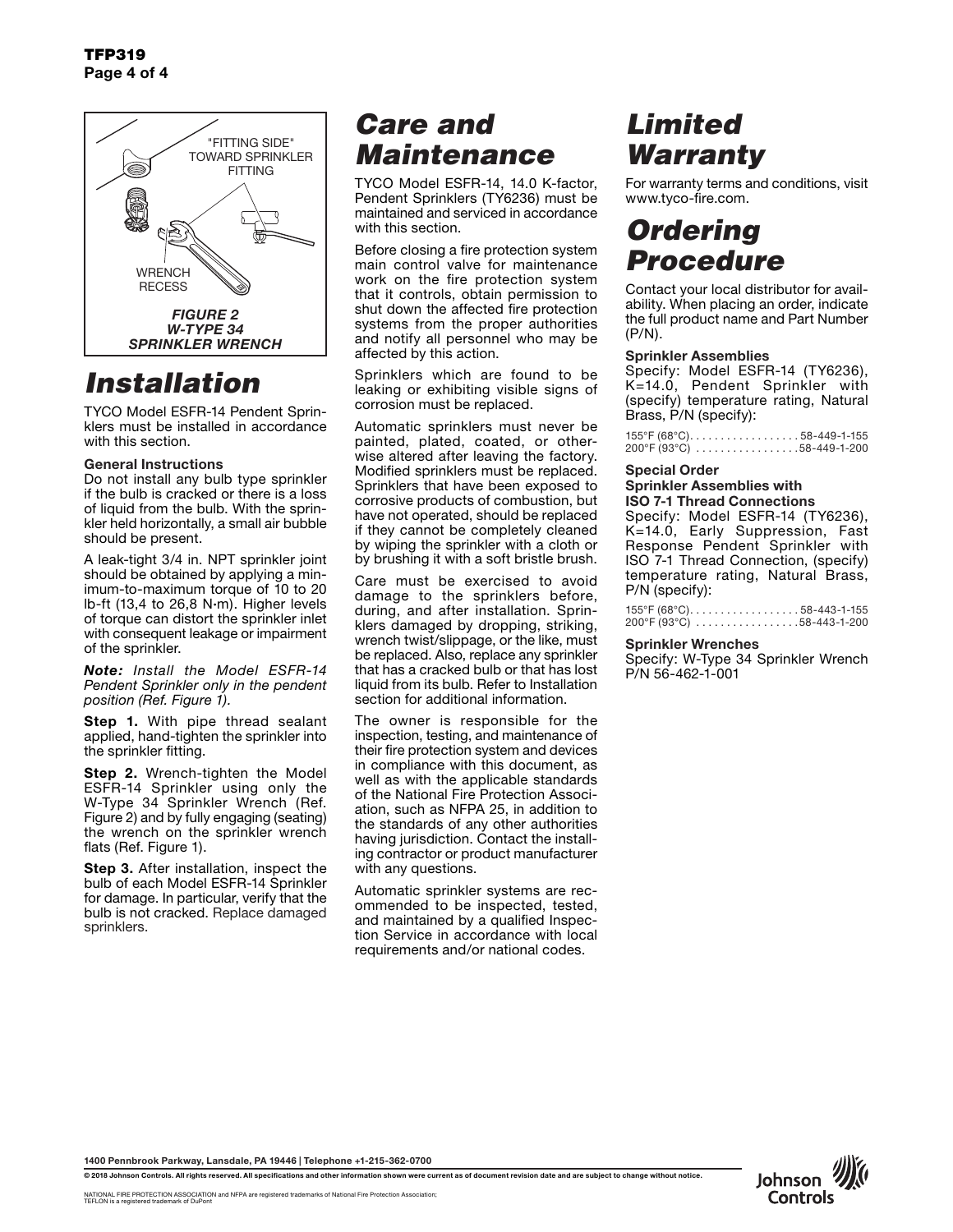"FITTING SIDE" TOWARD SPRINKLER FITTING

WRENCH RECESS

*FIGURE 2*
*W-TYPE 34 SPRINKLER WRENCH*

# Installation

TYCO Model ESFR-14 Pendent Sprinklers must be installed in accordance with this section.

**General Instructions**
Do not install any bulb type sprinkler if the bulb is cracked or there is a loss of liquid from the bulb. With the sprinkler held horizontally, a small air bubble should be present.

A leak-tight 3/4 in. NPT sprinkler joint should be obtained by applying a minimum-to-maximum torque of 10 to 20 lb-ft (13,4 to 26,8 N·m). Higher levels of torque can distort the sprinkler inlet with consequent leakage or impairment of the sprinkler.

***Note:*** *Install the Model ESFR-14 Pendent Sprinkler only in the pendent position (Ref. Figure 1).*

**Step 1.** With pipe thread sealant applied, hand-tighten the sprinkler into the sprinkler fitting.

**Step 2.** Wrench-tighten the Model ESFR-14 Sprinkler using only the W-Type 34 Sprinkler Wrench (Ref. Figure 2) and by fully engaging (seating) the wrench on the sprinkler wrench flats (Ref. Figure 1).

**Step 3.** After installation, inspect the bulb of each Model ESFR-14 Sprinkler for damage. In particular, verify that the bulb is not cracked. Replace damaged sprinklers.

# Care and Maintenance

TYCO Model ESFR-14, 14.0 K-factor, Pendent Sprinklers (TY6236) must be maintained and serviced in accordance with this section.

Before closing a fire protection system main control valve for maintenance work on the fire protection system that it controls, obtain permission to shut down the affected fire protection systems from the proper authorities and notify all personnel who may be affected by this action.

Sprinklers which are found to be leaking or exhibiting visible signs of corrosion must be replaced.

Automatic sprinklers must never be painted, plated, coated, or otherwise altered after leaving the factory. Modified sprinklers must be replaced. Sprinklers that have been exposed to corrosive products of combustion, but have not operated, should be replaced if they cannot be completely cleaned by wiping the sprinkler with a cloth or by brushing it with a soft bristle brush.

Care must be exercised to avoid damage to the sprinklers before, during, and after installation. Sprinklers damaged by dropping, striking, wrench twist/slippage, or the like, must be replaced. Also, replace any sprinkler that has a cracked bulb or that has lost liquid from its bulb. Refer to Installation section for additional information.

The owner is responsible for the inspection, testing, and maintenance of their fire protection system and devices in compliance with this document, as well as with the applicable standards of the National Fire Protection Association, such as NFPA 25, in addition to the standards of any other authorities having jurisdiction. Contact the installing contractor or product manufacturer with any questions.

Automatic sprinkler systems are recommended to be inspected, tested, and maintained by a qualified Inspection Service in accordance with local requirements and/or national codes.

# Limited Warranty

For warranty terms and conditions, visit www.tyco-fire.com.

# Ordering Procedure

Contact your local distributor for availability. When placing an order, indicate the full product name and Part Number (P/N).

**Sprinkler Assemblies**
Specify: Model ESFR-14 (TY6236), K=14.0, Pendent Sprinkler with (specify) temperature rating, Natural Brass, P/N (specify):

155°F (68°C). . . . . . . . . . . . . . . . . . 58-449-1-155
200°F (93°C) . . . . . . . . . . . . . . . . .58-449-1-200

**Special Order Sprinkler Assemblies with ISO 7-1 Thread Connections**
Specify: Model ESFR-14 (TY6236), K=14.0, Early Suppression, Fast Response Pendent Sprinkler with ISO 7-1 Thread Connection, (specify) temperature rating, Natural Brass, P/N (specify):

155°F (68°C). . . . . . . . . . . . . . . . . . 58-443-1-155
200°F (93°C) . . . . . . . . . . . . . . . . .58-443-1-200

**Sprinkler Wrenches**
Specify: W-Type 34 Sprinkler Wrench P/N 56-462-1-001

1400 Pennbrook Parkway, Lansdale, PA 19446 | Telephone +1-215-362-0700

© 2018 Johnson Controls. All rights reserved. All specifications and other information shown were current as of document revision date and are subject to change without notice.

NATIONAL FIRE PROTECTION ASSOCIATION and NFPA are registered trademarks of National Fire Protection Association;
TEFLON is a registered trademark of DuPont